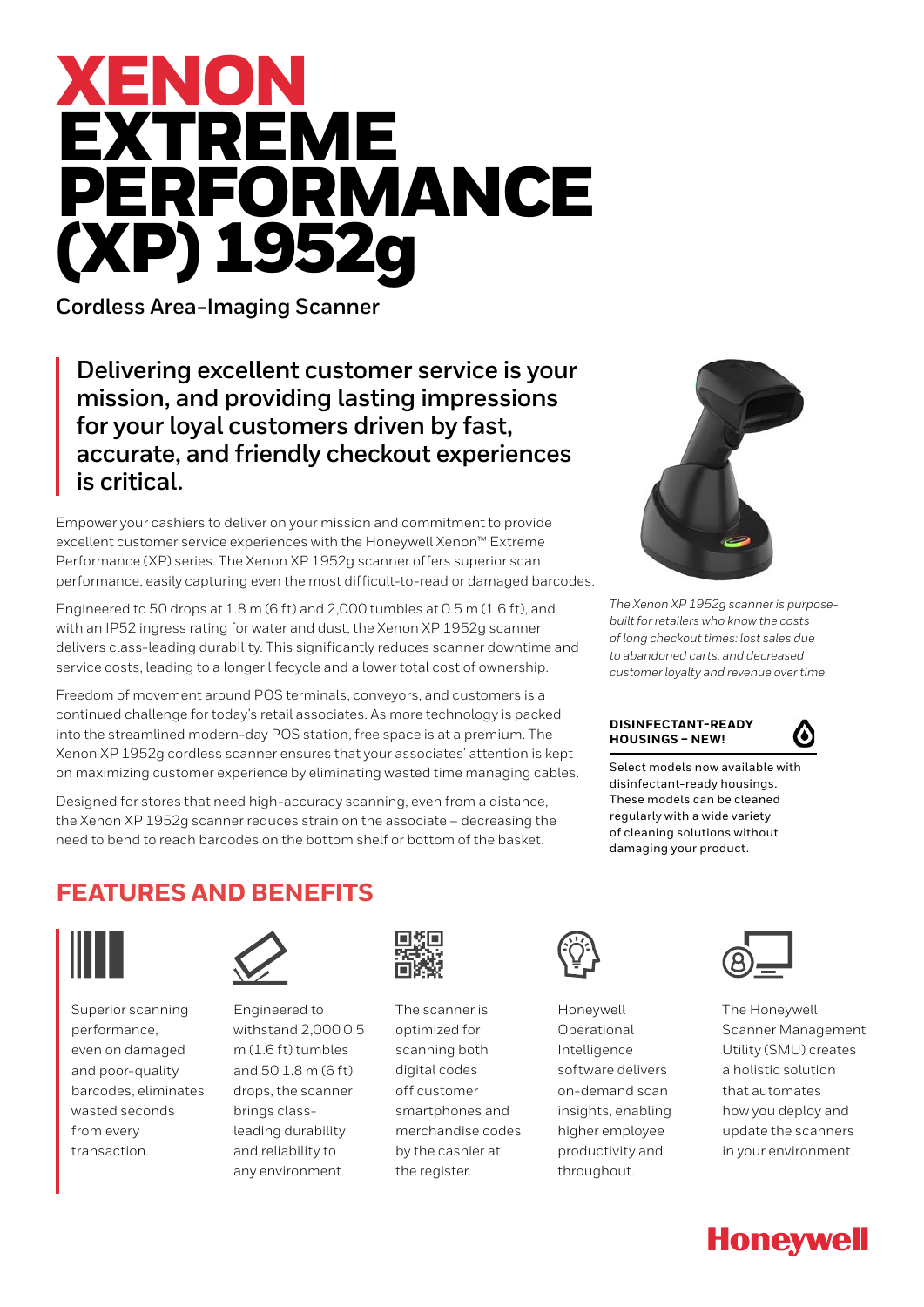# XENON EXTREME PERFORMANCE (XP) 1952g

Cordless Area-Imaging Scanner

**Delivering excellent customer service is your mission, and providing lasting impressions for your loyal customers driven by fast, accurate, and friendly checkout experiences is critical.**

Empower your cashiers to deliver on your mission and commitment to provide excellent customer service experiences with the Honeywell Xenon™ Extreme Performance (XP) series. The Xenon XP 1952g scanner offers superior scan performance, easily capturing even the most difficult-to-read or damaged barcodes.

Engineered to 50 drops at 1.8 m (6 ft) and 2,000 tumbles at 0.5 m (1.6 ft), and with an IP52 ingress rating for water and dust, the Xenon XP 1952g scanner delivers class-leading durability. This significantly reduces scanner downtime and service costs, leading to a longer lifecycle and a lower total cost of ownership.

Freedom of movement around POS terminals, conveyors, and customers is a continued challenge for today's retail associates. As more technology is packed into the streamlined modern-day POS station, free space is at a premium. The Xenon XP 1952g cordless scanner ensures that your associates' attention is kept on maximizing customer experience by eliminating wasted time managing cables.

Designed for stores that need high-accuracy scanning, even from a distance, the Xenon XP 1952g scanner reduces strain on the associate – decreasing the need to bend to reach barcodes on the bottom shelf or bottom of the basket.

*The Xenon XP 1952g scanner is purpose-built for retailers who know the costs of long checkout times: lost sales due to abandoned carts, and decreased customer loyalty and revenue over time.*

**DISINFECTANT-READY HOUSINGS – NEW!**

Select models now available with disinfectant-ready housings. These models can be cleaned regularly with a wide variety of cleaning solutions without damaging your product.

## FEATURES AND BENEFITS

Superior scanning performance, even on damaged and poor-quality barcodes, eliminates wasted seconds from every transaction.

Engineered to withstand 2,000 0.5 m (1.6 ft) tumbles and 50 1.8 m (6 ft) drops, the scanner brings class-leading durability and reliability to any environment.

The scanner is optimized for scanning both digital codes off customer smartphones and merchandise codes by the cashier at the register.

Honeywell Operational Intelligence software delivers on-demand scan insights, enabling higher employee productivity and throughout.

The Honeywell Scanner Management Utility (SMU) creates a holistic solution that automates how you deploy and update the scanners in your environment.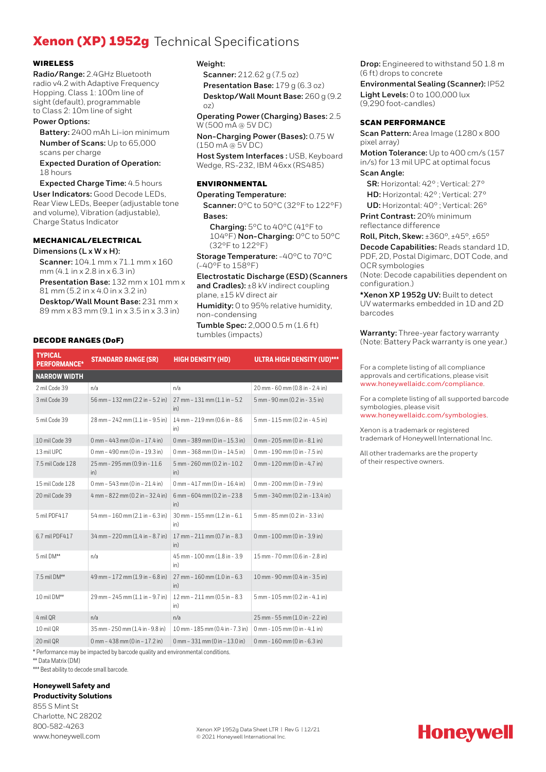# Xenon (XP) 1952g Technical Specifications

## WIRELESS

**Radio/Range:** 2.4GHz Bluetooth radio v4.2 with Adaptive Frequency Hopping. Class 1: 100m line of sight (default), programmable to Class 2: 10m line of sight

**Power Options:**

- **Battery:** 2400 mAh Li-ion minimum
- **Number of Scans:** Up to 65,000 scans per charge
- **Expected Duration of Operation:** 18 hours
- **Expected Charge Time:** 4.5 hours

**User Indicators:** Good Decode LEDs, Rear View LEDs, Beeper (adjustable tone and volume), Vibration (adjustable), Charge Status Indicator

## MECHANICAL/ELECTRICAL

**Dimensions (L x W x H):**

- **Scanner:** 104.1 mm x 71.1 mm x 160 mm (4.1 in x 2.8 in x 6.3 in)
- **Presentation Base:** 132 mm x 101 mm x 81 mm (5.2 in x 4.0 in x 3.2 in)
- **Desktop/Wall Mount Base:** 231 mm x 89 mm x 83 mm (9.1 in x 3.5 in x 3.3 in)

**Weight:**

- **Scanner:** 212.62 g (7.5 oz)
- **Presentation Base:** 179 g (6.3 oz)
- **Desktop/Wall Mount Base:** 260 g (9.2 oz)

**Operating Power (Charging) Bases:** 2.5 W (500 mA @ 5V DC)

**Non-Charging Power (Bases):** 0.75 W (150 mA @ 5V DC)

**Host System Interfaces :** USB, Keyboard Wedge, RS-232, IBM 46xx (RS485)

## ENVIRONMENTAL

**Operating Temperature:**

- **Scanner:** 0°C to 50°C (32°F to 122°F)
- **Bases:**
  - **Charging:** 5°C to 40°C (41°F to 104°F) **Non-Charging:** 0°C to 50°C (32°F to 122°F)

**Storage Temperature:** -40°C to 70°C (-40°F to 158°F)

**Electrostatic Discharge (ESD) (Scanners and Cradles):** ±8 kV indirect coupling plane, ±15 kV direct air

**Humidity:** 0 to 95% relative humidity, non-condensing

**Tumble Spec:** 2,000 0.5 m (1.6 ft) tumbles (impacts)

**Drop:** Engineered to withstand 50 1.8 m (6 ft) drops to concrete

**Environmental Sealing (Scanner):** IP52

**Light Levels:** 0 to 100,000 lux (9,290 foot-candles)

## SCAN PERFORMANCE

**Scan Pattern:** Area Image (1280 x 800 pixel array)

**Motion Tolerance:** Up to 400 cm/s (157 in/s) for 13 mil UPC at optimal focus

**Scan Angle:**

- **SR:** Horizontal: 42° ; Vertical: 27°
- **HD:** Horizontal: 42° ; Vertical: 27°
- **UD:** Horizontal: 40° ; Vertical: 26°

**Print Contrast:** 20% minimum reflectance difference

**Roll, Pitch, Skew:** ±360°, ±45°, ±65°

**Decode Capabilities:** Reads standard 1D, PDF, 2D, Postal Digimarc, DOT Code, and OCR symbologies
(Note: Decode capabilities dependent on configuration.)

***Xenon XP 1952g UV:** Built to detect UV watermarks embedded in 1D and 2D barcodes

**Warranty:** Three-year factory warranty (Note: Battery Pack warranty is one year.)

## DECODE RANGES (DoF)

| TYPICAL PERFORMANCE* | STANDARD RANGE (SR) | HIGH DENSITY (HD) | ULTRA HIGH DENSITY (UD)*** |
|---|---|---|---|
| **NARROW WIDTH** | | | |
| 2 mil Code 39 | n/a | n/a | 20 mm – 60 mm (0.8 in - 2.4 in) |
| 3 mil Code 39 | 56 mm – 132 mm (2.2 in – 5.2 in) | 27 mm – 131 mm (1.1 in – 5.2 in) | 5 mm - 90 mm (0.2 in - 3.5 in) |
| 5 mil Code 39 | 28 mm – 242 mm (1.1 in – 9.5 in) | 14 mm – 219 mm (0.6 in – 8.6 in) | 5 mm - 115 mm (0.2 in - 4.5 in) |
| 10 mil Code 39 | 0 mm – 443 mm (0 in – 17.4 in) | 0 mm – 389 mm (0 in – 15.3 in) | 0 mm - 205 mm (0 in - 8.1 in) |
| 13 mil UPC | 0 mm – 490 mm (0 in – 19.3 in) | 0 mm – 368 mm (0 in – 14.5 in) | 0 mm - 190 mm (0 in - 7.5 in) |
| 7.5 mil Code 128 | 25 mm – 295 mm (0.9 in - 11.6 in) | 5 mm – 260 mm (0.2 in - 10.2 in) | 0 mm - 120 mm (0 in - 4.7 in) |
| 15 mil Code 128 | 0 mm – 543 mm (0 in – 21.4 in) | 0 mm – 417 mm (0 in – 16.4 in) | 0 mm - 200 mm (0 in - 7.9 in) |
| 20 mil Code 39 | 4 mm – 822 mm (0.2 in – 32.4 in) | 6 mm – 604 mm (0.2 in – 23.8 in) | 5 mm - 340 mm (0.2 in - 13.4 in) |
| 5 mil PDF417 | 54 mm – 160 mm (2.1 in – 6.3 in) | 30 mm – 155 mm (1.2 in – 6.1 in) | 5 mm - 85 mm (0.2 in - 3.3 in) |
| 6.7 mil PDF417 | 34 mm – 220 mm (1.4 in – 8.7 in) | 17 mm – 211 mm (0.7 in – 8.3 in) | 0 mm - 100 mm (0 in - 3.9 in) |
| 5 mil DM** | n/a | 45 mm - 100 mm (1.8 in - 3.9 in) | 15 mm - 70 mm (0.6 in - 2.8 in) |
| 7.5 mil DM** | 49 mm – 172 mm (1.9 in – 6.8 in) | 27 mm – 160 mm (1.0 in – 6.3 in) | 10 mm - 90 mm (0.4 in - 3.5 in) |
| 10 mil DM** | 29 mm – 245 mm (1.1 in – 9.7 in) | 12 mm – 211 mm (0.5 in – 8.3 in) | 5 mm - 105 mm (0.2 in - 4.1 in) |
| 4 mil QR | n/a | n/a | 25 mm – 55 mm (1.0 in - 2.2 in) |
| 10 mil QR | 35 mm – 250 mm (1.4 in - 9.8 in) | 10 mm – 185 mm (0.4 in - 7.3 in) | 0 mm - 105 mm (0 in - 4.1 in) |
| 20 mil QR | 0 mm – 438 mm (0 in – 17.2 in) | 0 mm – 331 mm (0 in – 13.0 in) | 0 mm - 160 mm (0 in - 6.3 in) |

\* Performance may be impacted by barcode quality and environmental conditions.
** Data Matrix (DM)
*** Best ability to decode small barcode.

For a complete listing of all compliance approvals and certifications, please visit www.honeywellaidc.com/compliance.

For a complete listing of all supported barcode symbologies, please visit www.honeywellaidc.com/symbologies.

Xenon is a trademark or registered trademark of Honeywell International Inc.

All other trademarks are the property of their respective owners.

**Honeywell Safety and Productivity Solutions**
855 S Mint St
Charlotte, NC 28202
800-582-4263
www.honeywell.com

Xenon XP 1952g Data Sheet LTR | Rev G | 12/21
© 2021 Honeywell International Inc.

Honeywell